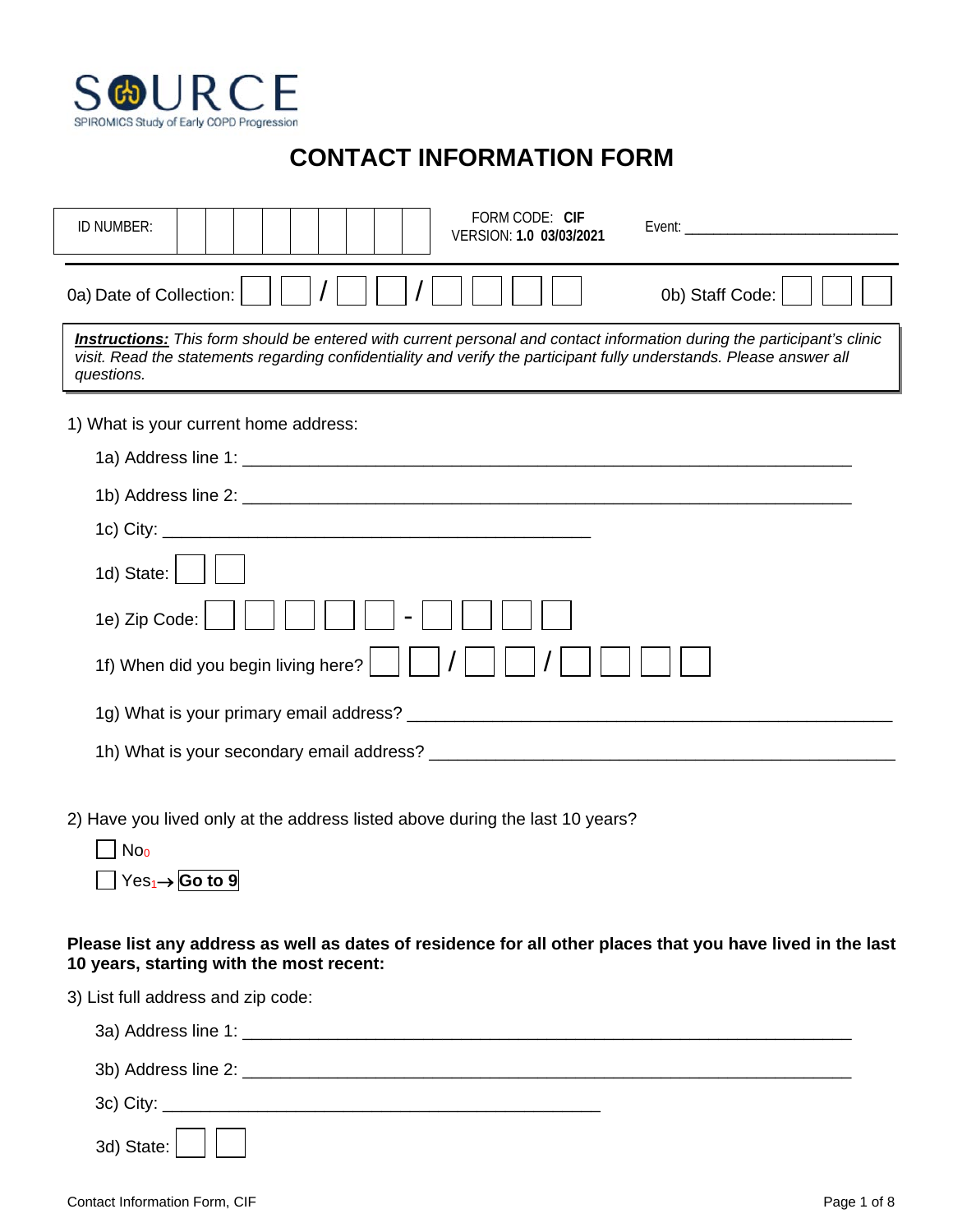SOURCE

SPIROMICS Study of Early COPD Progression

# CONTACT INFORMATION FORM

| ID NUMBER: | | | | | | | | | FORM CODE: **CIF** VERSION: **1.0 03/03/2021** | Event: ____________________ |
|---|---|---|---|---|---|---|---|---|---|---|

0a) Date of Collection: ☐☐ / ☐☐ / ☐☐☐☐ 0b) Staff Code: ☐☐☐

***Instructions:*** *This form should be entered with current personal and contact information during the participant's clinic visit. Read the statements regarding confidentiality and verify the participant fully understands. Please answer all questions.*

1) What is your current home address:

1a) Address line 1: ____________________________________________

1b) Address line 2: ____________________________________________

1c) City: ______________________________

1d) State: ☐☐

1e) Zip Code: ☐☐☐☐☐ - ☐☐☐☐

1f) When did you begin living here? ☐☐ / ☐☐ / ☐☐☐☐

1g) What is your primary email address? ________________________________

1h) What is your secondary email address? ________________________________

2) Have you lived only at the address listed above during the last 10 years?

☐ No0

☐ Yes1 → **Go to 9**

**Please list any address as well as dates of residence for all other places that you have lived in the last 10 years, starting with the most recent:**

3) List full address and zip code:

3a) Address line 1: ____________________________________________

3b) Address line 2: ____________________________________________

3c) City: ______________________________

3d) State: ☐☐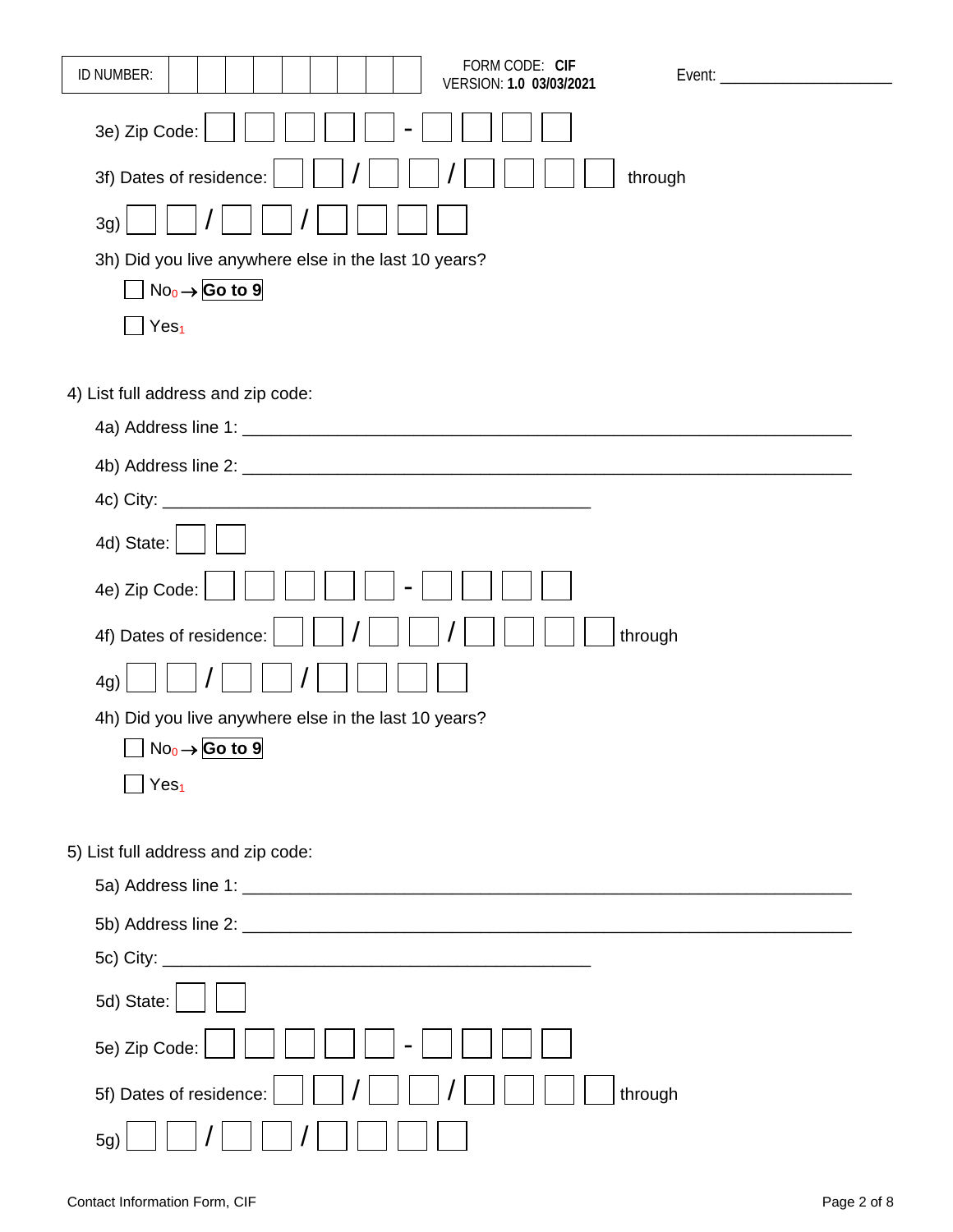ID NUMBER: ☐☐☐☐☐☐☐☐☐

FORM CODE: **CIF**
VERSION: **1.0 03/03/2021**

Event: ______________________

3e) Zip Code: ☐☐☐☐☐ - ☐☐☐☐

3f) Dates of residence: ☐☐ / ☐☐ / ☐☐☐☐ through

3g) ☐☐ / ☐☐ / ☐☐☐☐

3h) Did you live anywhere else in the last 10 years?

- ☐ No0 → **Go to 9**
- ☐ Yes1

4) List full address and zip code:

4a) Address line 1: ______________________________________________________________

4b) Address line 2: ______________________________________________________________

4c) City: ____________________________________________

4d) State: ☐☐

4e) Zip Code: ☐☐☐☐☐ - ☐☐☐☐

4f) Dates of residence: ☐☐ / ☐☐ / ☐☐☐☐ through

4g) ☐☐ / ☐☐ / ☐☐☐☐

4h) Did you live anywhere else in the last 10 years?

- ☐ No0 → **Go to 9**
- ☐ Yes1

5) List full address and zip code:

5a) Address line 1: ______________________________________________________________

5b) Address line 2: ______________________________________________________________

5c) City: ____________________________________________

5d) State: ☐☐

5e) Zip Code: ☐☐☐☐☐ - ☐☐☐☐

5f) Dates of residence: ☐☐ / ☐☐ / ☐☐☐☐ through

5g) ☐☐ / ☐☐ / ☐☐☐☐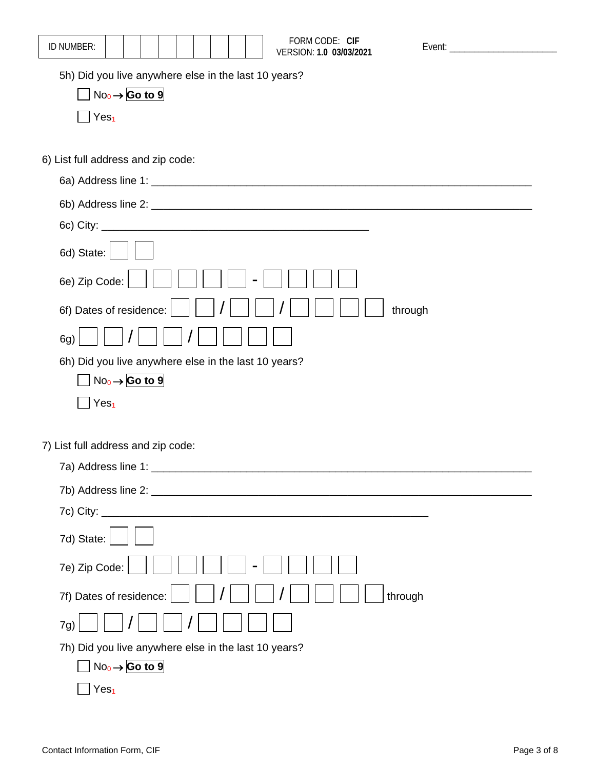ID NUMBER: | | | | | | | | |

FORM CODE: **CIF**
VERSION: **1.0 03/03/2021**

Event: ______________________

5h) Did you live anywhere else in the last 10 years?

☐ No$_0$ → **Go to 9**

☐ Yes$_1$

6) List full address and zip code:

6a) Address line 1: ___________________________________________________________________

6b) Address line 2: ___________________________________________________________________

6c) City: _____________________________________________

6d) State: ☐ ☐

6e) Zip Code: ☐ ☐ ☐ ☐ ☐ - ☐ ☐ ☐ ☐

6f) Dates of residence: ☐ ☐ / ☐ ☐ / ☐ ☐ ☐ ☐ through

6g) ☐ ☐ / ☐ ☐ / ☐ ☐ ☐ ☐

6h) Did you live anywhere else in the last 10 years?

☐ No$_0$ → **Go to 9**

☐ Yes$_1$

7) List full address and zip code:

7a) Address line 1: ___________________________________________________________________

7b) Address line 2: ___________________________________________________________________

7c) City: _______________________________________________________

7d) State: ☐ ☐

7e) Zip Code: ☐ ☐ ☐ ☐ ☐ - ☐ ☐ ☐ ☐

7f) Dates of residence: ☐ ☐ / ☐ ☐ / ☐ ☐ ☐ ☐ through

7g) ☐ ☐ / ☐ ☐ / ☐ ☐ ☐ ☐

7h) Did you live anywhere else in the last 10 years?

☐ No$_0$ → **Go to 9**

☐ Yes$_1$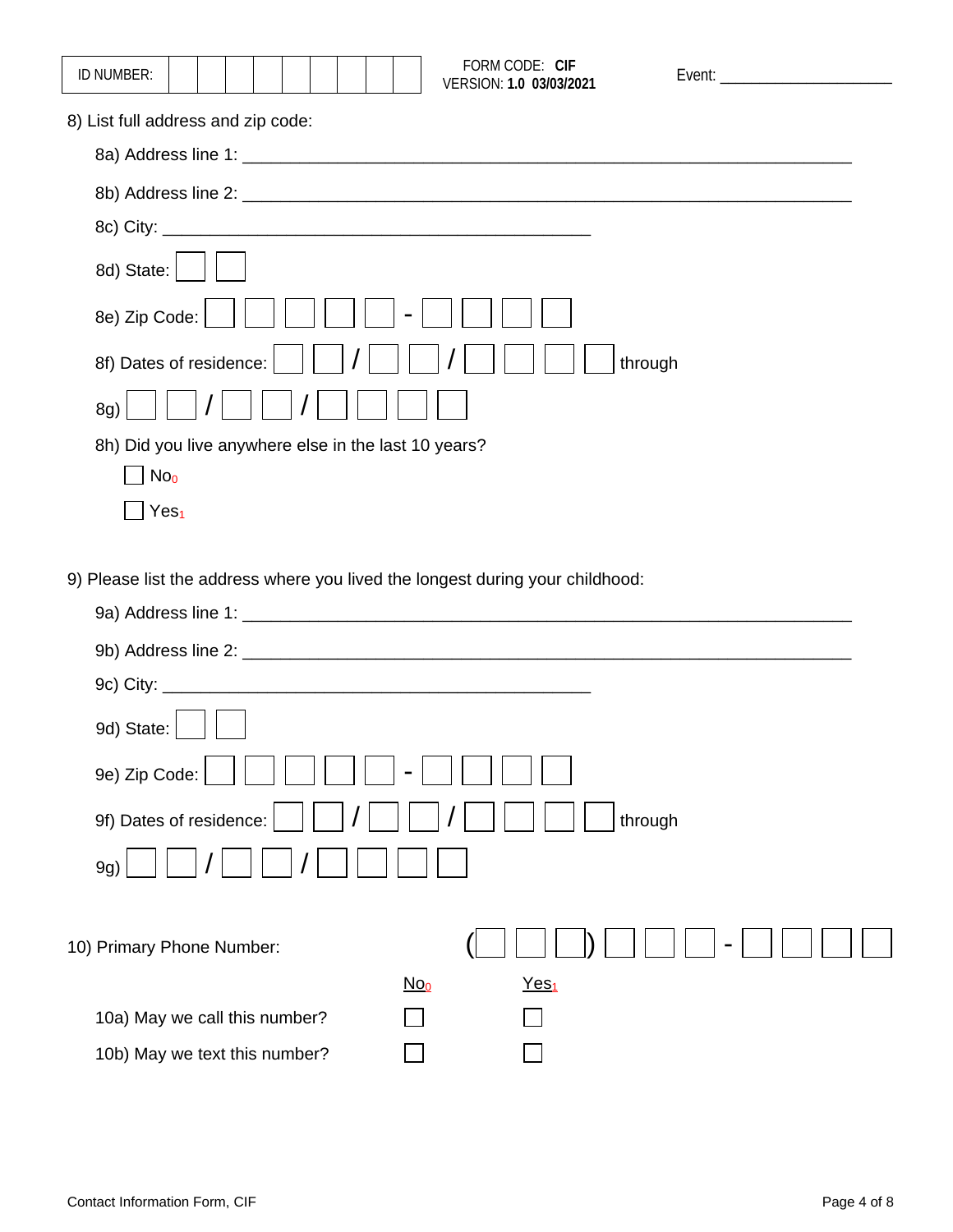| ID NUMBER: | | | | | | | | | |
|---|---|---|---|---|---|---|---|---|---|

FORM CODE: **CIF**
VERSION: **1.0 03/03/2021**

Event: ______________________

8) List full address and zip code:

8a) Address line 1: ____________________________________________________________

8b) Address line 2: ____________________________________________________________

8c) City: ______________________________________________

8d) State: ☐ ☐

8e) Zip Code: ☐ ☐ ☐ ☐ ☐ - ☐ ☐ ☐ ☐

8f) Dates of residence: ☐ ☐ / ☐ ☐ / ☐ ☐ ☐ ☐ through

8g) ☐ ☐ / ☐ ☐ / ☐ ☐ ☐ ☐

8h) Did you live anywhere else in the last 10 years?

☐ No[0]

☐ Yes[1]

9) Please list the address where you lived the longest during your childhood:

9a) Address line 1: ____________________________________________________________

9b) Address line 2: ____________________________________________________________

9c) City: ______________________________________________

9d) State: ☐ ☐

9e) Zip Code: ☐ ☐ ☐ ☐ ☐ - ☐ ☐ ☐ ☐

9f) Dates of residence: ☐ ☐ / ☐ ☐ / ☐ ☐ ☐ ☐ through

9g) ☐ ☐ / ☐ ☐ / ☐ ☐ ☐ ☐

10) Primary Phone Number: (☐ ☐ ☐) ☐ ☐ ☐ - ☐ ☐ ☐ ☐

| | No[0] | Yes[1] |
|---|---|---|
| 10a) May we call this number? | ☐ | ☐ |
| 10b) May we text this number? | ☐ | ☐ |

Contact Information Form, CIF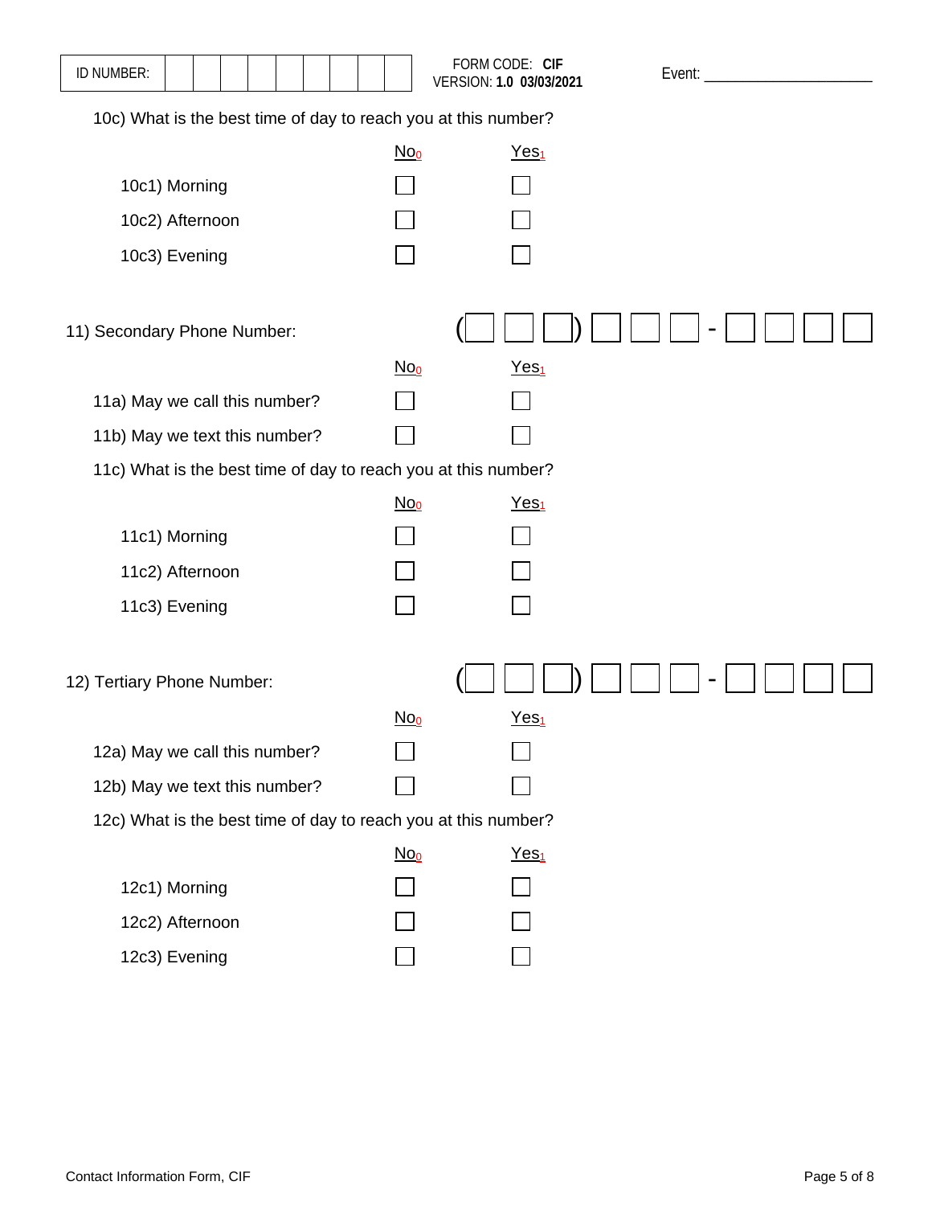| ID NUMBER: | | | | | | | | | | FORM CODE: **CIF** VERSION: **1.0 03/03/2021** | Event: ____________________ |
|---|---|---|---|---|---|---|---|---|---|---|---|

10c) What is the best time of day to reach you at this number?

| | No$_0$ | Yes$_1$ |
|---|---|---|
| 10c1) Morning | ☐ | ☐ |
| 10c2) Afternoon | ☐ | ☐ |
| 10c3) Evening | ☐ | ☐ |

11) Secondary Phone Number: (☐☐☐) ☐☐☐ - ☐☐☐☐

| | No$_0$ | Yes$_1$ |
|---|---|---|
| 11a) May we call this number? | ☐ | ☐ |
| 11b) May we text this number? | ☐ | ☐ |

11c) What is the best time of day to reach you at this number?

| | No$_0$ | Yes$_1$ |
|---|---|---|
| 11c1) Morning | ☐ | ☐ |
| 11c2) Afternoon | ☐ | ☐ |
| 11c3) Evening | ☐ | ☐ |

12) Tertiary Phone Number: (☐☐☐) ☐☐☐ - ☐☐☐☐

| | No$_0$ | Yes$_1$ |
|---|---|---|
| 12a) May we call this number? | ☐ | ☐ |
| 12b) May we text this number? | ☐ | ☐ |

12c) What is the best time of day to reach you at this number?

| | No$_0$ | Yes$_1$ |
|---|---|---|
| 12c1) Morning | ☐ | ☐ |
| 12c2) Afternoon | ☐ | ☐ |
| 12c3) Evening | ☐ | ☐ |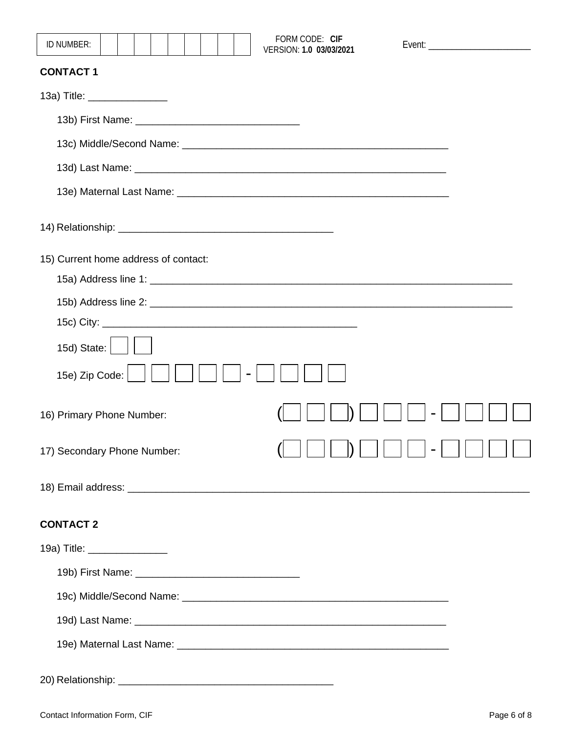ID NUMBER: | | | | | | | | | |

FORM CODE: **CIF**
VERSION: **1.0 03/03/2021**

Event: ______________________

**CONTACT 1**

13a) Title: ______________

13b) First Name: _____________________________

13c) Middle/Second Name: _______________________________________________

13d) Last Name: ________________________________________________________

13e) Maternal Last Name: ________________________________________________

14) Relationship: ______________________________________

15) Current home address of contact:

15a) Address line 1: _________________________________________________________________

15b) Address line 2: _________________________________________________________________

15c) City: ______________________________________________

15d) State: ☐ ☐

15e) Zip Code: ☐ ☐ ☐ ☐ ☐ - ☐ ☐ ☐ ☐

16) Primary Phone Number: (☐ ☐ ☐) ☐ ☐ ☐ - ☐ ☐ ☐ ☐

17) Secondary Phone Number: (☐ ☐ ☐) ☐ ☐ ☐ - ☐ ☐ ☐ ☐

18) Email address: ________________________________________________________________________

**CONTACT 2**

19a) Title: ______________

19b) First Name: _____________________________

19c) Middle/Second Name: _______________________________________________

19d) Last Name: ________________________________________________________

19e) Maternal Last Name: ________________________________________________

20) Relationship: ______________________________________

Contact Information Form, CIF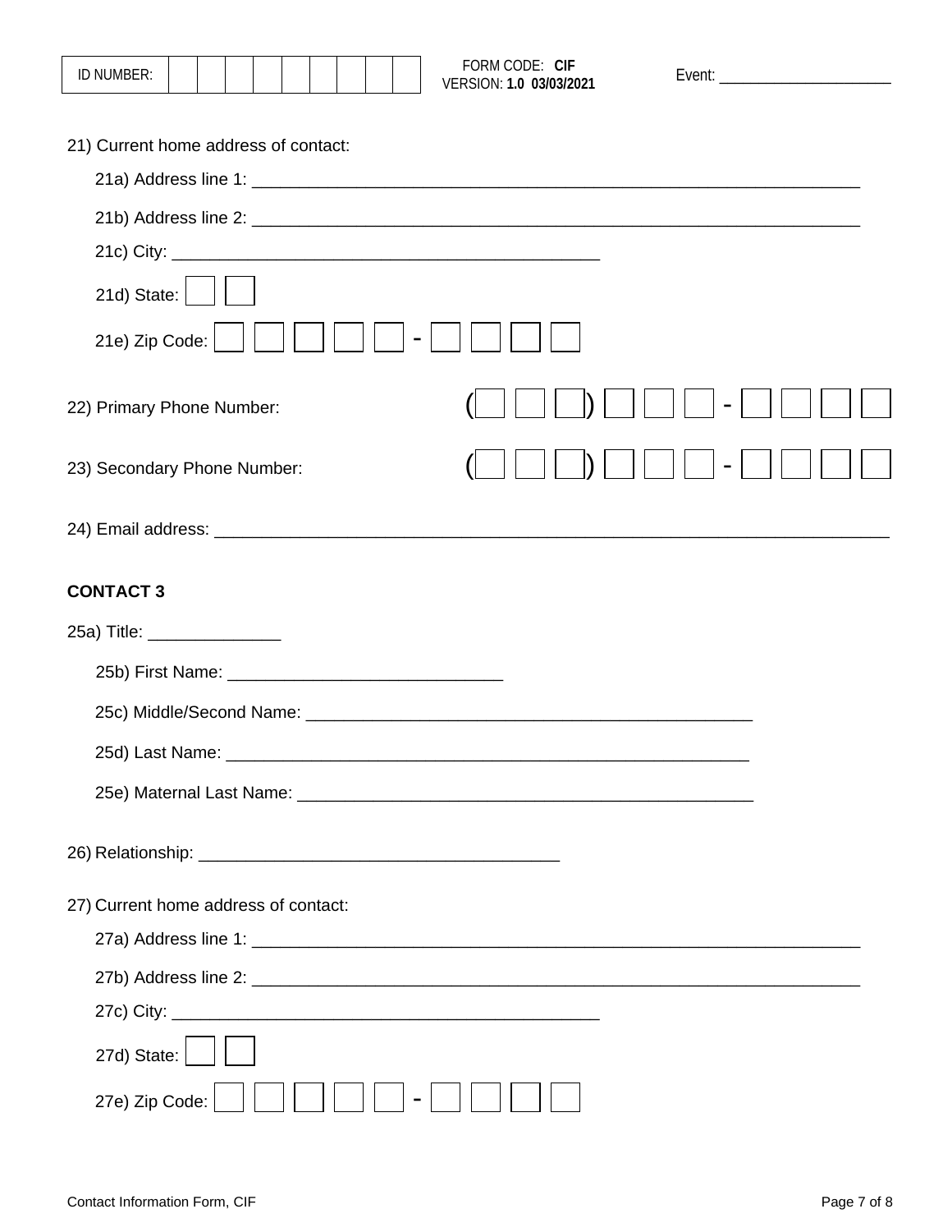ID NUMBER: | | | | | | | | | |

FORM CODE: **CIF**
VERSION: **1.0 03/03/2021**

Event: ____________________

21) Current home address of contact:

21a) Address line 1: ____________________________________________________________

21b) Address line 2: ____________________________________________________________

21c) City: ________________________________________

21d) State: [ ][ ]

21e) Zip Code: [ ][ ][ ][ ][ ] - [ ][ ][ ][ ]

22) Primary Phone Number: ([ ][ ][ ]) [ ][ ][ ] - [ ][ ][ ][ ]

23) Secondary Phone Number: ([ ][ ][ ]) [ ][ ][ ] - [ ][ ][ ][ ]

24) Email address: ______________________________________________________________

**CONTACT 3**

25a) Title: ______________

25b) First Name: ____________________________

25c) Middle/Second Name: ____________________________________________

25d) Last Name: ____________________________________________________

25e) Maternal Last Name: ____________________________________________

26) Relationship: ____________________________________

27) Current home address of contact:

27a) Address line 1: ____________________________________________________________

27b) Address line 2: ____________________________________________________________

27c) City: ________________________________________

27d) State: [ ][ ]

27e) Zip Code: [ ][ ][ ][ ][ ] - [ ][ ][ ][ ]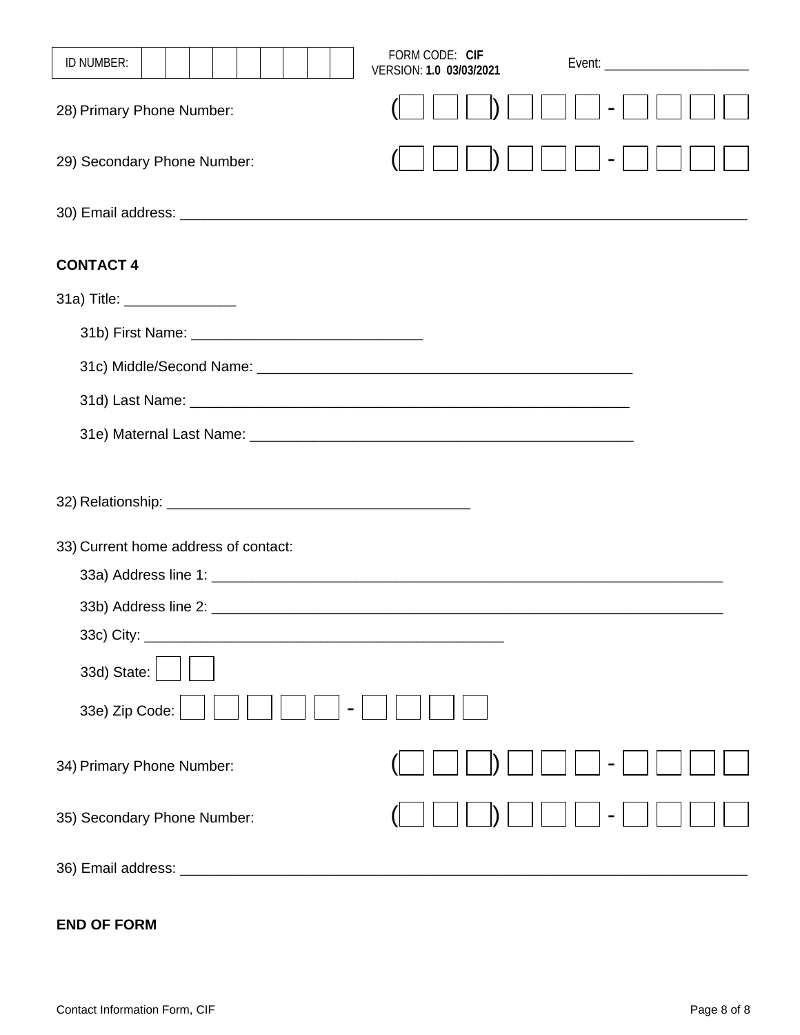ID NUMBER: | | | | | | | | | |

FORM CODE: **CIF**
VERSION: **1.0 03/03/2021**

Event: ______________________

28) Primary Phone Number: (___ ___ ___) ___ ___ ___ - ___ ___ ___ ___

29) Secondary Phone Number: (___ ___ ___) ___ ___ ___ - ___ ___ ___ ___

30) Email address: ______________________________________________________________________

**CONTACT 4**

31a) Title: ______________

31b) First Name: ____________________________

31c) Middle/Second Name: ______________________________________________

31d) Last Name: ______________________________________________________

31e) Maternal Last Name: _______________________________________________

32) Relationship: _____________________________________

33) Current home address of contact:

33a) Address line 1: ______________________________________________________________

33b) Address line 2: ______________________________________________________________

33c) City: ____________________________________________

33d) State: ___ ___

33e) Zip Code: ___ ___ ___ ___ ___ - ___ ___ ___ ___

34) Primary Phone Number: (___ ___ ___) ___ ___ ___ - ___ ___ ___ ___

35) Secondary Phone Number: (___ ___ ___) ___ ___ ___ - ___ ___ ___ ___

36) Email address: ______________________________________________________________________

**END OF FORM**